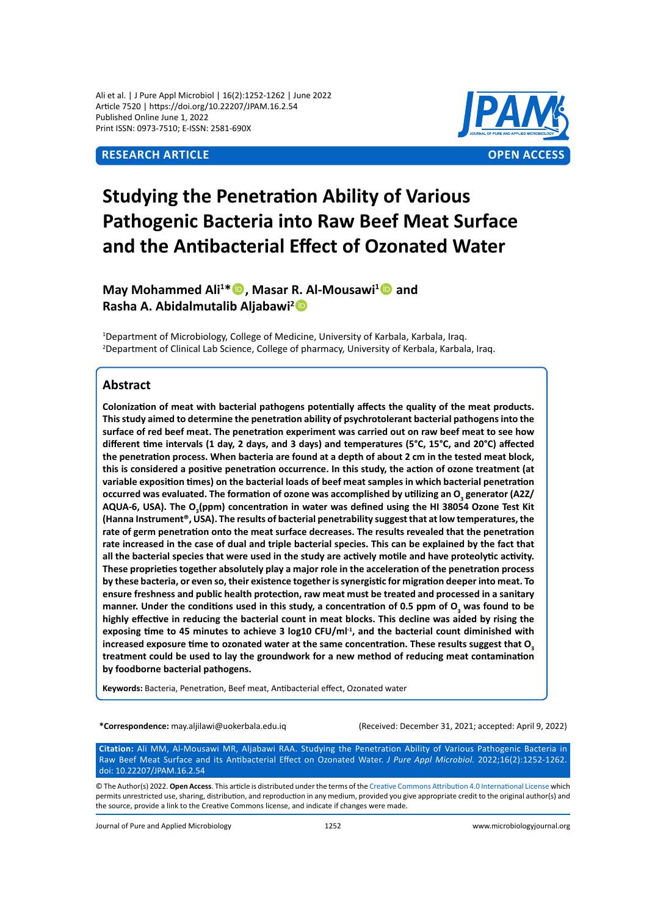**RESEARCH ARTICLE** **OPEN ACCESS**

# Studying the Penetration Ability of Various Pathogenic Bacteria into Raw Beef Meat Surface and the Antibacterial Effect of Ozonated Water

**May Mohammed Ali[1]\*, Masar R. Al-Mousawi[1] and Rasha A. Abidalmutalib Aljabawi[2]**

[1]Department of Microbiology, College of Medicine, University of Karbala, Karbala, Iraq.
[2]Department of Clinical Lab Science, College of pharmacy, University of Kerbala, Karbala, Iraq.

## Abstract

**Colonization of meat with bacterial pathogens potentially affects the quality of the meat products. This study aimed to determine the penetration ability of psychrotolerant bacterial pathogens into the surface of red beef meat. The penetration experiment was carried out on raw beef meat to see how different time intervals (1 day, 2 days, and 3 days) and temperatures (5°C, 15°C, and 20°C) affected the penetration process. When bacteria are found at a depth of about 2 cm in the tested meat block, this is considered a positive penetration occurrence. In this study, the action of ozone treatment (at variable exposition times) on the bacterial loads of beef meat samples in which bacterial penetration occurred was evaluated. The formation of ozone was accomplished by utilizing an $O_3$ generator (A2Z/AQUA-6, USA). The $O_3$(ppm) concentration in water was defined using the HI 38054 Ozone Test Kit (Hanna Instrument®, USA). The results of bacterial penetrability suggest that at low temperatures, the rate of germ penetration onto the meat surface decreases. The results revealed that the penetration rate increased in the case of dual and triple bacterial species. This can be explained by the fact that all the bacterial species that were used in the study are actively motile and have proteolytic activity. These proprieties together absolutely play a major role in the acceleration of the penetration process by these bacteria, or even so, their existence together is synergistic for migration deeper into meat. To ensure freshness and public health protection, raw meat must be treated and processed in a sanitary manner. Under the conditions used in this study, a concentration of 0.5 ppm of $O_3$ was found to be highly effective in reducing the bacterial count in meat blocks. This decline was aided by rising the exposing time to 45 minutes to achieve 3 log10 CFU/ml$^{-1}$, and the bacterial count diminished with increased exposure time to ozonated water at the same concentration. These results suggest that $O_3$ treatment could be used to lay the groundwork for a new method of reducing meat contamination by foodborne bacterial pathogens.**

**Keywords:** Bacteria, Penetration, Beef meat, Antibacterial effect, Ozonated water

**\*Correspondence:** may.aljilawi@uokerbala.edu.iq

(Received: December 31, 2021; accepted: April 9, 2022)

**Citation:** Ali MM, Al-Mousawi MR, Aljabawi RAA. Studying the Penetration Ability of Various Pathogenic Bacteria in Raw Beef Meat Surface and its Antibacterial Effect on Ozonated Water. *J Pure Appl Microbiol.* 2022;16(2):1252-1262. doi: 10.22207/JPAM.16.2.54

© The Author(s) 2022. **Open Access**. This article is distributed under the terms of the Creative Commons Attribution 4.0 International License which permits unrestricted use, sharing, distribution, and reproduction in any medium, provided you give appropriate credit to the original author(s) and the source, provide a link to the Creative Commons license, and indicate if changes were made.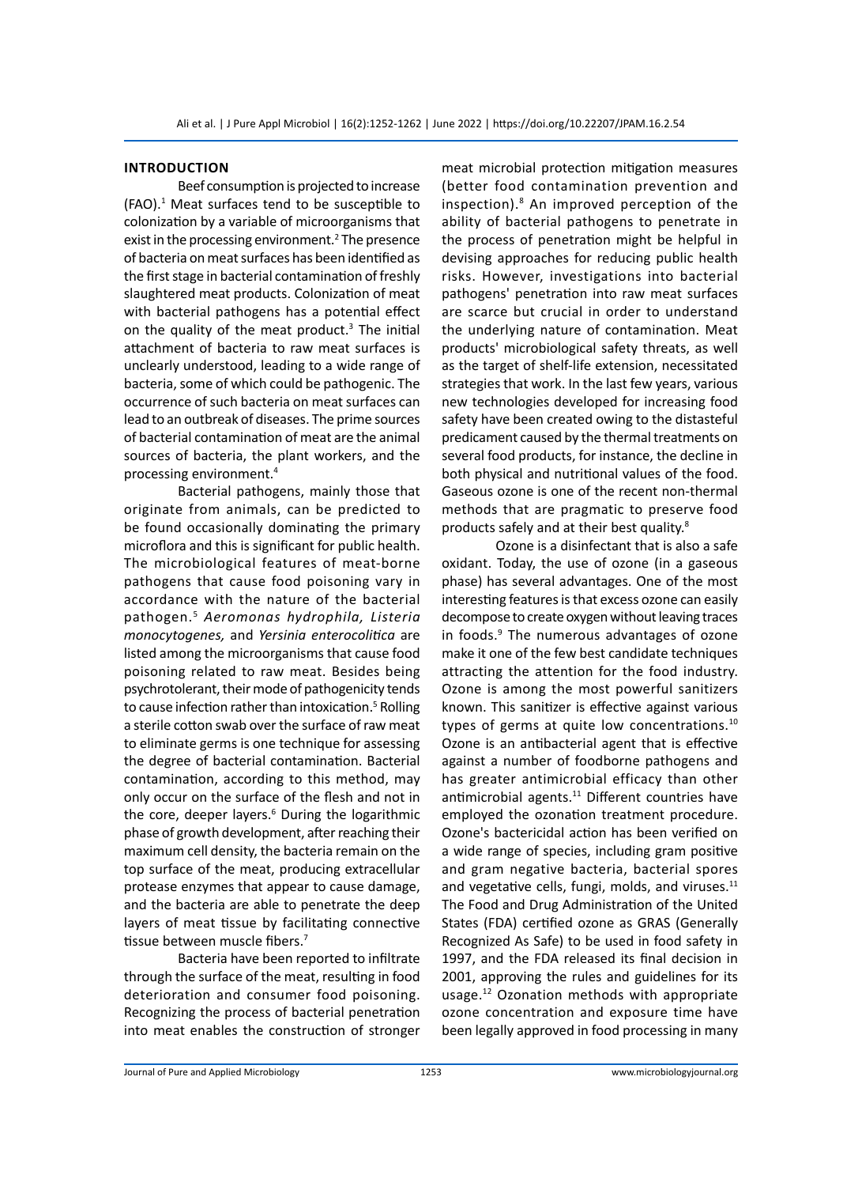## INTRODUCTION

Beef consumption is projected to increase (FAO).[1] Meat surfaces tend to be susceptible to colonization by a variable of microorganisms that exist in the processing environment.[2] The presence of bacteria on meat surfaces has been identified as the first stage in bacterial contamination of freshly slaughtered meat products. Colonization of meat with bacterial pathogens has a potential effect on the quality of the meat product.[3] The initial attachment of bacteria to raw meat surfaces is unclearly understood, leading to a wide range of bacteria, some of which could be pathogenic. The occurrence of such bacteria on meat surfaces can lead to an outbreak of diseases. The prime sources of bacterial contamination of meat are the animal sources of bacteria, the plant workers, and the processing environment.[4]

Bacterial pathogens, mainly those that originate from animals, can be predicted to be found occasionally dominating the primary microflora and this is significant for public health. The microbiological features of meat-borne pathogens that cause food poisoning vary in accordance with the nature of the bacterial pathogen.[5] *Aeromonas hydrophila, Listeria monocytogenes,* and *Yersinia enterocolitica* are listed among the microorganisms that cause food poisoning related to raw meat. Besides being psychrotolerant, their mode of pathogenicity tends to cause infection rather than intoxication.[5] Rolling a sterile cotton swab over the surface of raw meat to eliminate germs is one technique for assessing the degree of bacterial contamination. Bacterial contamination, according to this method, may only occur on the surface of the flesh and not in the core, deeper layers.[6] During the logarithmic phase of growth development, after reaching their maximum cell density, the bacteria remain on the top surface of the meat, producing extracellular protease enzymes that appear to cause damage, and the bacteria are able to penetrate the deep layers of meat tissue by facilitating connective tissue between muscle fibers.[7]

Bacteria have been reported to infiltrate through the surface of the meat, resulting in food deterioration and consumer food poisoning. Recognizing the process of bacterial penetration into meat enables the construction of stronger meat microbial protection mitigation measures (better food contamination prevention and inspection).[8] An improved perception of the ability of bacterial pathogens to penetrate in the process of penetration might be helpful in devising approaches for reducing public health risks. However, investigations into bacterial pathogens' penetration into raw meat surfaces are scarce but crucial in order to understand the underlying nature of contamination. Meat products' microbiological safety threats, as well as the target of shelf-life extension, necessitated strategies that work. In the last few years, various new technologies developed for increasing food safety have been created owing to the distasteful predicament caused by the thermal treatments on several food products, for instance, the decline in both physical and nutritional values of the food. Gaseous ozone is one of the recent non-thermal methods that are pragmatic to preserve food products safely and at their best quality.[8]

Ozone is a disinfectant that is also a safe oxidant. Today, the use of ozone (in a gaseous phase) has several advantages. One of the most interesting features is that excess ozone can easily decompose to create oxygen without leaving traces in foods.[9] The numerous advantages of ozone make it one of the few best candidate techniques attracting the attention for the food industry. Ozone is among the most powerful sanitizers known. This sanitizer is effective against various types of germs at quite low concentrations.[10] Ozone is an antibacterial agent that is effective against a number of foodborne pathogens and has greater antimicrobial efficacy than other antimicrobial agents.[11] Different countries have employed the ozonation treatment procedure. Ozone's bactericidal action has been verified on a wide range of species, including gram positive and gram negative bacteria, bacterial spores and vegetative cells, fungi, molds, and viruses.[11] The Food and Drug Administration of the United States (FDA) certified ozone as GRAS (Generally Recognized As Safe) to be used in food safety in 1997, and the FDA released its final decision in 2001, approving the rules and guidelines for its usage.[12] Ozonation methods with appropriate ozone concentration and exposure time have been legally approved in food processing in many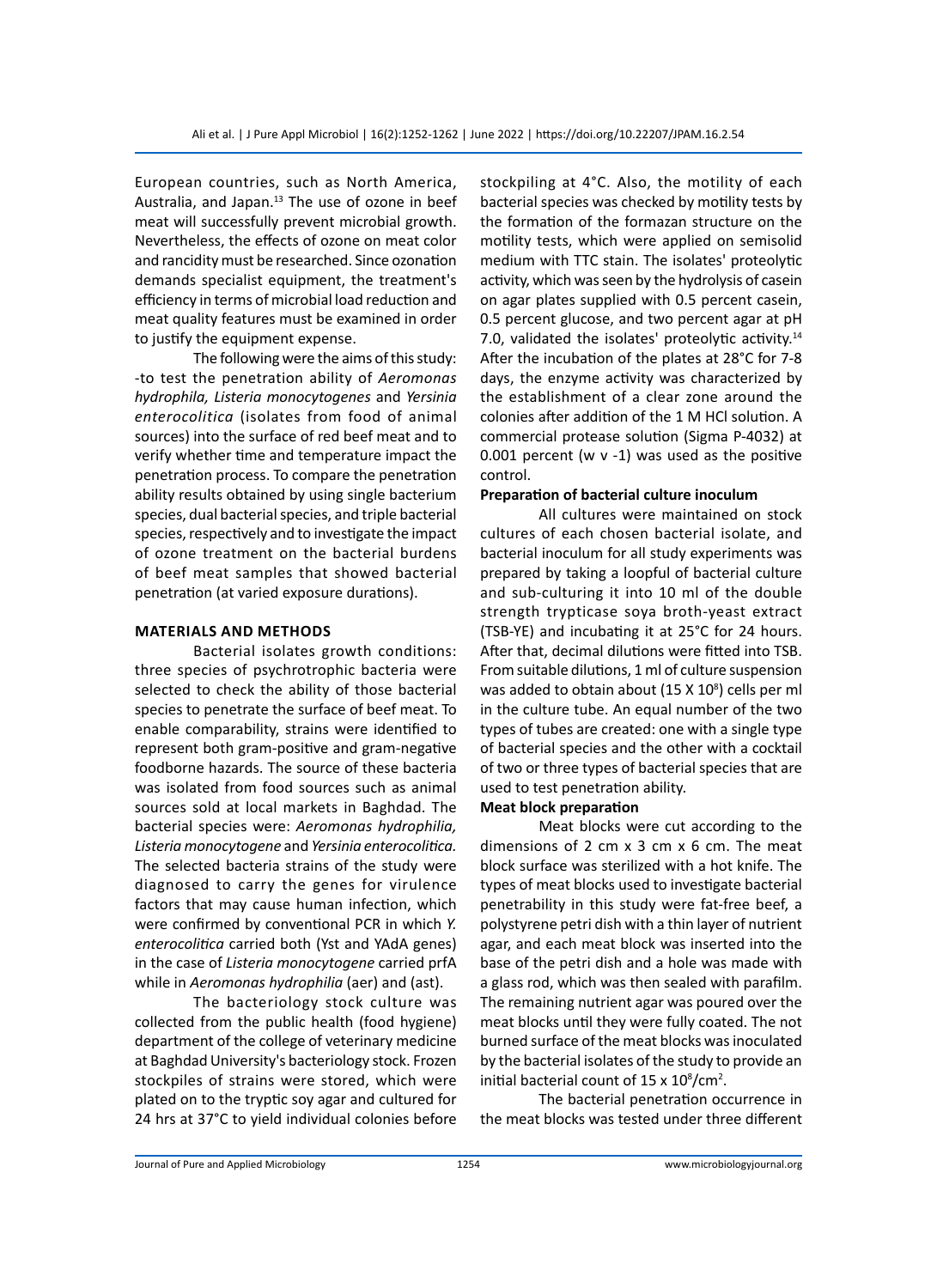European countries, such as North America, Australia, and Japan.[13] The use of ozone in beef meat will successfully prevent microbial growth. Nevertheless, the effects of ozone on meat color and rancidity must be researched. Since ozonation demands specialist equipment, the treatment's efficiency in terms of microbial load reduction and meat quality features must be examined in order to justify the equipment expense.

The following were the aims of this study: -to test the penetration ability of *Aeromonas hydrophila, Listeria monocytogenes* and *Yersinia enterocolitica* (isolates from food of animal sources) into the surface of red beef meat and to verify whether time and temperature impact the penetration process. To compare the penetration ability results obtained by using single bacterium species, dual bacterial species, and triple bacterial species, respectively and to investigate the impact of ozone treatment on the bacterial burdens of beef meat samples that showed bacterial penetration (at varied exposure durations).

## MATERIALS AND METHODS

Bacterial isolates growth conditions: three species of psychrotrophic bacteria were selected to check the ability of those bacterial species to penetrate the surface of beef meat. To enable comparability, strains were identified to represent both gram-positive and gram-negative foodborne hazards. The source of these bacteria was isolated from food sources such as animal sources sold at local markets in Baghdad. The bacterial species were: *Aeromonas hydrophilia, Listeria monocytogene* and *Yersinia enterocolitica.* The selected bacteria strains of the study were diagnosed to carry the genes for virulence factors that may cause human infection, which were confirmed by conventional PCR in which *Y. enterocolitica* carried both (Yst and YAdA genes) in the case of *Listeria monocytogene* carried prfA while in *Aeromonas hydrophilia* (aer) and (ast).

The bacteriology stock culture was collected from the public health (food hygiene) department of the college of veterinary medicine at Baghdad University's bacteriology stock. Frozen stockpiles of strains were stored, which were plated on to the tryptic soy agar and cultured for 24 hrs at 37°C to yield individual colonies before stockpiling at 4°C. Also, the motility of each bacterial species was checked by motility tests by the formation of the formazan structure on the motility tests, which were applied on semisolid medium with TTC stain. The isolates' proteolytic activity, which was seen by the hydrolysis of casein on agar plates supplied with 0.5 percent casein, 0.5 percent glucose, and two percent agar at pH 7.0, validated the isolates' proteolytic activity.[14] After the incubation of the plates at 28°C for 7-8 days, the enzyme activity was characterized by the establishment of a clear zone around the colonies after addition of the 1 M HCl solution. A commercial protease solution (Sigma P-4032) at 0.001 percent (w v -1) was used as the positive control.

### Preparation of bacterial culture inoculum

All cultures were maintained on stock cultures of each chosen bacterial isolate, and bacterial inoculum for all study experiments was prepared by taking a loopful of bacterial culture and sub-culturing it into 10 ml of the double strength trypticase soya broth-yeast extract (TSB-YE) and incubating it at 25°C for 24 hours. After that, decimal dilutions were fitted into TSB. From suitable dilutions, 1 ml of culture suspension was added to obtain about ($15 \times 10^8$) cells per ml in the culture tube. An equal number of the two types of tubes are created: one with a single type of bacterial species and the other with a cocktail of two or three types of bacterial species that are used to test penetration ability.

### Meat block preparation

Meat blocks were cut according to the dimensions of 2 cm x 3 cm x 6 cm. The meat block surface was sterilized with a hot knife. The types of meat blocks used to investigate bacterial penetrability in this study were fat-free beef, a polystyrene petri dish with a thin layer of nutrient agar, and each meat block was inserted into the base of the petri dish and a hole was made with a glass rod, which was then sealed with parafilm. The remaining nutrient agar was poured over the meat blocks until they were fully coated. The not burned surface of the meat blocks was inoculated by the bacterial isolates of the study to provide an initial bacterial count of $15 \times 10^8/cm^2$.

The bacterial penetration occurrence in the meat blocks was tested under three different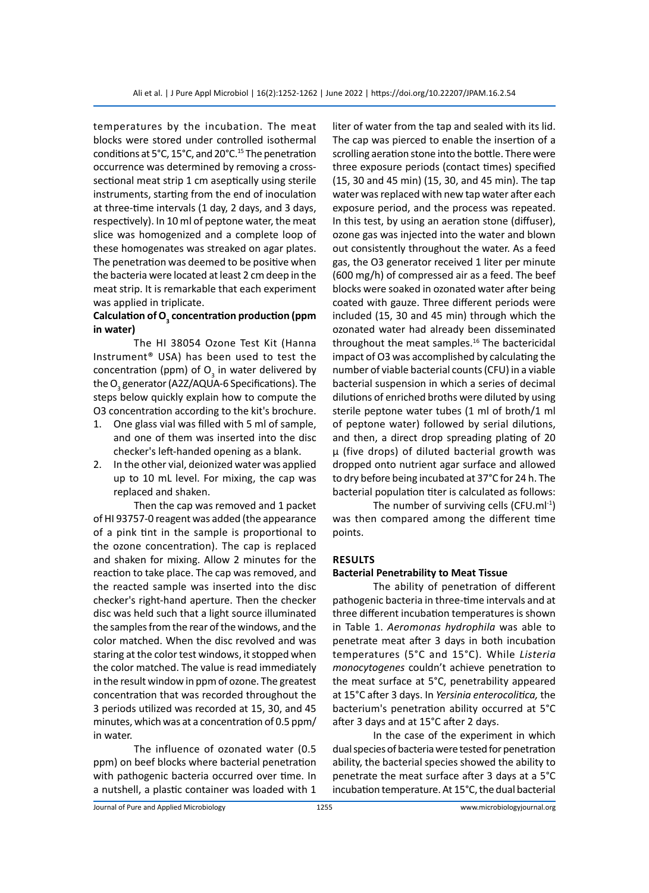temperatures by the incubation. The meat blocks were stored under controlled isothermal conditions at 5°C, 15°C, and 20°C.[15] The penetration occurrence was determined by removing a cross-sectional meat strip 1 cm aseptically using sterile instruments, starting from the end of inoculation at three-time intervals (1 day, 2 days, and 3 days, respectively). In 10 ml of peptone water, the meat slice was homogenized and a complete loop of these homogenates was streaked on agar plates. The penetration was deemed to be positive when the bacteria were located at least 2 cm deep in the meat strip. It is remarkable that each experiment was applied in triplicate.

### Calculation of $O_3$ concentration production (ppm in water)

The HI 38054 Ozone Test Kit (Hanna Instrument® USA) has been used to test the concentration (ppm) of $O_3$ in water delivered by the $O_3$ generator (A2Z/AQUA-6 Specifications). The steps below quickly explain how to compute the O3 concentration according to the kit's brochure.

1. One glass vial was filled with 5 ml of sample, and one of them was inserted into the disc checker's left-handed opening as a blank.
2. In the other vial, deionized water was applied up to 10 mL level. For mixing, the cap was replaced and shaken.

Then the cap was removed and 1 packet of HI 93757-0 reagent was added (the appearance of a pink tint in the sample is proportional to the ozone concentration). The cap is replaced and shaken for mixing. Allow 2 minutes for the reaction to take place. The cap was removed, and the reacted sample was inserted into the disc checker's right-hand aperture. Then the checker disc was held such that a light source illuminated the samples from the rear of the windows, and the color matched. When the disc revolved and was staring at the color test windows, it stopped when the color matched. The value is read immediately in the result window in ppm of ozone. The greatest concentration that was recorded throughout the 3 periods utilized was recorded at 15, 30, and 45 minutes, which was at a concentration of 0.5 ppm/ in water.

The influence of ozonated water (0.5 ppm) on beef blocks where bacterial penetration with pathogenic bacteria occurred over time. In a nutshell, a plastic container was loaded with 1 liter of water from the tap and sealed with its lid. The cap was pierced to enable the insertion of a scrolling aeration stone into the bottle. There were three exposure periods (contact times) specified (15, 30 and 45 min) (15, 30, and 45 min). The tap water was replaced with new tap water after each exposure period, and the process was repeated. In this test, by using an aeration stone (diffuser), ozone gas was injected into the water and blown out consistently throughout the water. As a feed gas, the O3 generator received 1 liter per minute (600 mg/h) of compressed air as a feed. The beef blocks were soaked in ozonated water after being coated with gauze. Three different periods were included (15, 30 and 45 min) through which the ozonated water had already been disseminated throughout the meat samples.[16] The bactericidal impact of O3 was accomplished by calculating the number of viable bacterial counts (CFU) in a viable bacterial suspension in which a series of decimal dilutions of enriched broths were diluted by using sterile peptone water tubes (1 ml of broth/1 ml of peptone water) followed by serial dilutions, and then, a direct drop spreading plating of 20 µ (five drops) of diluted bacterial growth was dropped onto nutrient agar surface and allowed to dry before being incubated at 37°C for 24 h. The bacterial population titer is calculated as follows:

The number of surviving cells ($CFU.ml^{-1}$) was then compared among the different time points.

## RESULTS

### Bacterial Penetrability to Meat Tissue

The ability of penetration of different pathogenic bacteria in three-time intervals and at three different incubation temperatures is shown in Table 1. *Aeromonas hydrophila* was able to penetrate meat after 3 days in both incubation temperatures (5°C and 15°C). While *Listeria monocytogenes* couldn't achieve penetration to the meat surface at 5°C, penetrability appeared at 15°C after 3 days. In *Yersinia enterocolitica,* the bacterium's penetration ability occurred at 5°C after 3 days and at 15°C after 2 days.

In the case of the experiment in which dual species of bacteria were tested for penetration ability, the bacterial species showed the ability to penetrate the meat surface after 3 days at a 5°C incubation temperature. At 15°C, the dual bacterial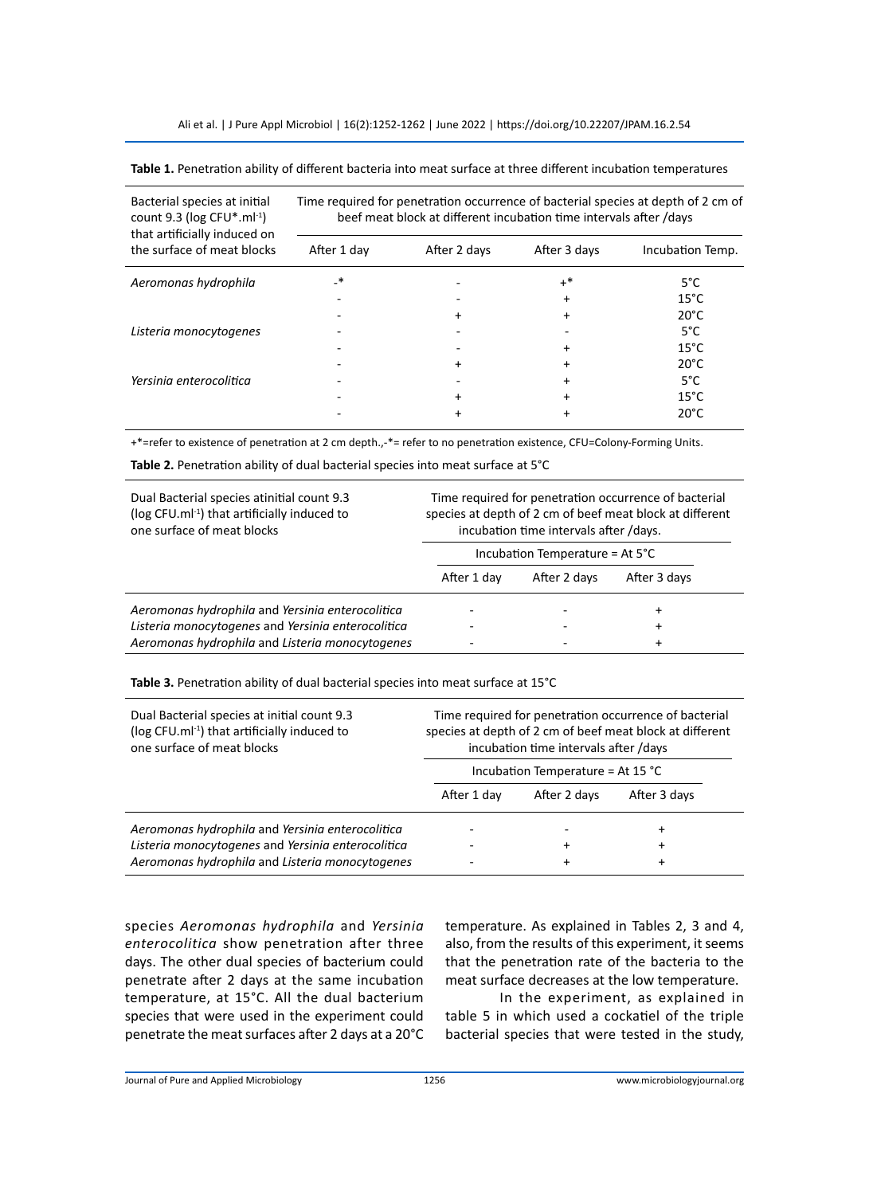**Table 1.** Penetration ability of different bacteria into meat surface at three different incubation temperatures

| Bacterial species at initial count 9.3 (log CFU*.ml$^{-1}$) that artificially induced on the surface of meat blocks | Time required for penetration occurrence of bacterial species at depth of 2 cm of beef meat block at different incubation time intervals after /days | | | |
|---|---|---|---|---|
| | After 1 day | After 2 days | After 3 days | Incubation Temp. |
| *Aeromonas hydrophila* | -* | - | +* | 5°C |
| | - | - | + | 15°C |
| | - | + | + | 20°C |
| *Listeria monocytogenes* | - | - | - | 5°C |
| | - | - | + | 15°C |
| | - | + | + | 20°C |
| *Yersinia enterocolitica* | - | - | + | 5°C |
| | - | + | + | 15°C |
| | - | + | + | 20°C |

+*=refer to existence of penetration at 2 cm depth.,-*= refer to no penetration existence, CFU=Colony-Forming Units.

**Table 2.** Penetration ability of dual bacterial species into meat surface at 5°C

| Dual Bacterial species atinitial count 9.3 (log CFU.ml$^{-1}$) that artificially induced to one surface of meat blocks | Time required for penetration occurrence of bacterial species at depth of 2 cm of beef meat block at different incubation time intervals after /days. | | |
|---|---|---|---|
| | Incubation Temperature = At 5°C | | |
| | After 1 day | After 2 days | After 3 days |
| *Aeromonas hydrophila* and *Yersinia enterocolitica* | - | - | + |
| *Listeria monocytogenes* and *Yersinia enterocolitica* | - | - | + |
| *Aeromonas hydrophila* and *Listeria monocytogenes* | - | - | + |

**Table 3.** Penetration ability of dual bacterial species into meat surface at 15°C

| Dual Bacterial species at initial count 9.3 (log CFU.ml$^{-1}$) that artificially induced to one surface of meat blocks | Time required for penetration occurrence of bacterial species at depth of 2 cm of beef meat block at different incubation time intervals after /days | | |
|---|---|---|---|
| | Incubation Temperature = At 15 °C | | |
| | After 1 day | After 2 days | After 3 days |
| *Aeromonas hydrophila* and *Yersinia enterocolitica* | - | - | + |
| *Listeria monocytogenes* and *Yersinia enterocolitica* | - | + | + |
| *Aeromonas hydrophila* and *Listeria monocytogenes* | - | + | + |

species *Aeromonas hydrophila* and *Yersinia enterocolitica* show penetration after three days. The other dual species of bacterium could penetrate after 2 days at the same incubation temperature, at 15°C. All the dual bacterium species that were used in the experiment could penetrate the meat surfaces after 2 days at a 20°C temperature. As explained in Tables 2, 3 and 4, also, from the results of this experiment, it seems that the penetration rate of the bacteria to the meat surface decreases at the low temperature.

In the experiment, as explained in table 5 in which used a cockatiel of the triple bacterial species that were tested in the study,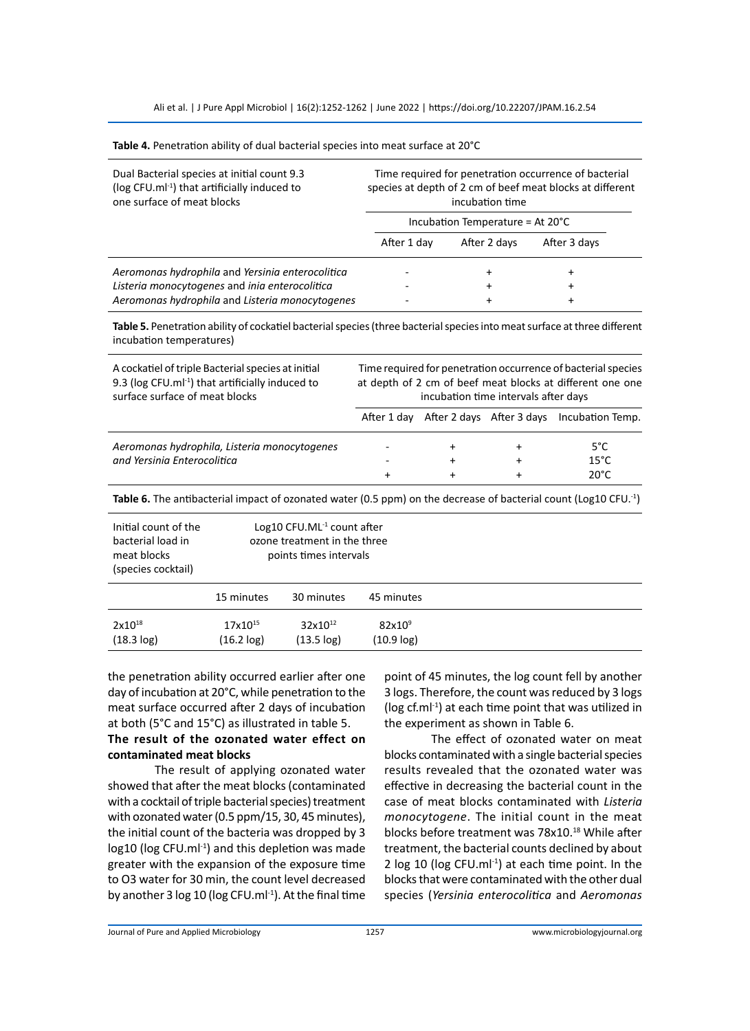**Table 4.** Penetration ability of dual bacterial species into meat surface at 20°C

| Dual Bacterial species at initial count 9.3 (log CFU.ml$^{-1}$) that artificially induced to one surface of meat blocks | Time required for penetration occurrence of bacterial species at depth of 2 cm of beef meat blocks at different incubation time | | |
|---|---|---|---|
| | Incubation Temperature = At 20°C | | |
| | After 1 day | After 2 days | After 3 days |
| *Aeromonas hydrophila* and *Yersinia enterocolitica* | - | + | + |
| *Listeria monocytogenes* and *inia enterocolitica* | - | + | + |
| *Aeromonas hydrophila* and *Listeria monocytogenes* | - | + | + |

**Table 5.** Penetration ability of cockatiel bacterial species (three bacterial species into meat surface at three different incubation temperatures)

| A cockatiel of triple Bacterial species at initial 9.3 (log CFU.ml$^{-1}$) that artificially induced to surface surface of meat blocks | Time required for penetration occurrence of bacterial species at depth of 2 cm of beef meat blocks at different one one incubation time intervals after days | | | |
|---|---|---|---|---|
| | After 1 day | After 2 days | After 3 days | Incubation Temp. |
| *Aeromonas hydrophila, Listeria monocytogenes and Yersinia Enterocolitica* | - | + | + | 5°C |
| | - | + | + | 15°C |
| | + | + | + | 20°C |

**Table 6.** The antibacterial impact of ozonated water (0.5 ppm) on the decrease of bacterial count (Log10 CFU.$^{-1}$)

| Initial count of the bacterial load in meat blocks (species cocktail) | Log10 CFU.ML$^{-1}$ count after ozone treatment in the three points times intervals | | |
|---|---|---|---|
| | 15 minutes | 30 minutes | 45 minutes |
| $2x10^{18}$ (18.3 log) | $17x10^{15}$ (16.2 log) | $32x10^{12}$ (13.5 log) | $82x10^{9}$ (10.9 log) |

the penetration ability occurred earlier after one day of incubation at 20°C, while penetration to the meat surface occurred after 2 days of incubation at both (5°C and 15°C) as illustrated in table 5.

**The result of the ozonated water effect on contaminated meat blocks**

The result of applying ozonated water showed that after the meat blocks (contaminated with a cocktail of triple bacterial species) treatment with ozonated water (0.5 ppm/15, 30, 45 minutes), the initial count of the bacteria was dropped by 3 log10 (log CFU.ml$^{-1}$) and this depletion was made greater with the expansion of the exposure time to O3 water for 30 min, the count level decreased by another 3 log 10 (log CFU.ml$^{-1}$). At the final time point of 45 minutes, the log count fell by another 3 logs. Therefore, the count was reduced by 3 logs (log cf.ml$^{-1}$) at each time point that was utilized in the experiment as shown in Table 6.

The effect of ozonated water on meat blocks contaminated with a single bacterial species results revealed that the ozonated water was effective in decreasing the bacterial count in the case of meat blocks contaminated with *Listeria monocytogene*. The initial count in the meat blocks before treatment was $78x10.^{18}$ While after treatment, the bacterial counts declined by about 2 log 10 (log CFU.ml$^{-1}$) at each time point. In the blocks that were contaminated with the other dual species (*Yersinia enterocolitica* and *Aeromonas*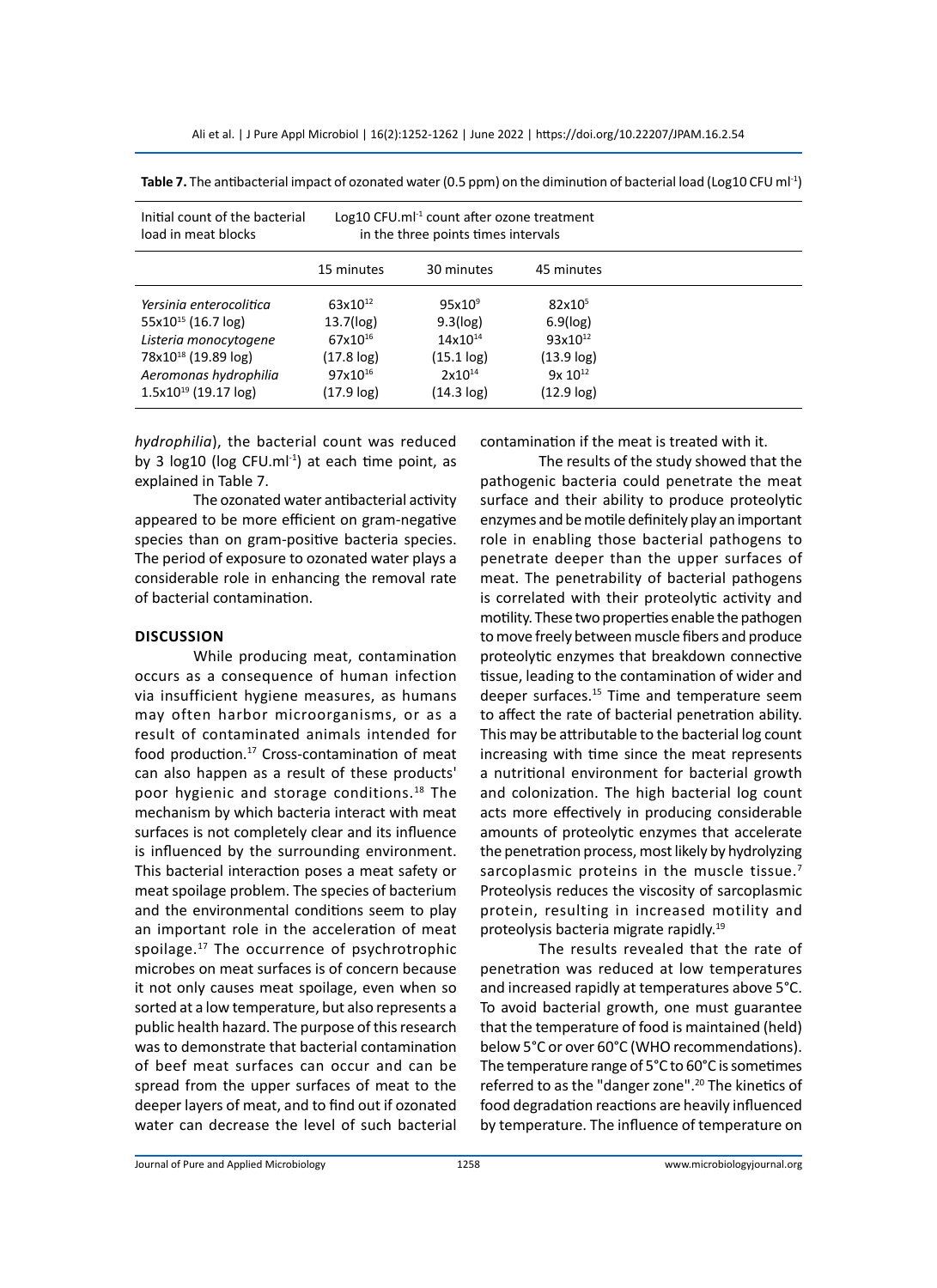**Table 7.** The antibacterial impact of ozonated water (0.5 ppm) on the diminution of bacterial load (Log10 CFU ml$^{-1}$)

| Initial count of the bacterial load in meat blocks | Log10 CFU.ml$^{-1}$ count after ozone treatment in the three points times intervals | | |
|---|---|---|---|
| | 15 minutes | 30 minutes | 45 minutes |
| *Yersinia enterocolitica* | $63x10^{12}$ | $95x10^{9}$ | $82x10^{5}$ |
| $55x10^{15}$ (16.7 log) | 13.7(log) | 9.3(log) | 6.9(log) |
| *Listeria monocytogene* | $67x10^{16}$ | $14x10^{14}$ | $93x10^{12}$ |
| $78x10^{18}$ (19.89 log) | (17.8 log) | (15.1 log) | (13.9 log) |
| *Aeromonas hydrophilia* | $97x10^{16}$ | $2x10^{14}$ | $9x 10^{12}$ |
| $1.5x10^{19}$ (19.17 log) | (17.9 log) | (14.3 log) | (12.9 log) |

*hydrophilia*), the bacterial count was reduced by 3 log10 (log CFU.ml$^{-1}$) at each time point, as explained in Table 7.

The ozonated water antibacterial activity appeared to be more efficient on gram-negative species than on gram-positive bacteria species. The period of exposure to ozonated water plays a considerable role in enhancing the removal rate of bacterial contamination.

## DISCUSSION

While producing meat, contamination occurs as a consequence of human infection via insufficient hygiene measures, as humans may often harbor microorganisms, or as a result of contaminated animals intended for food production.[17] Cross-contamination of meat can also happen as a result of these products' poor hygienic and storage conditions.[18] The mechanism by which bacteria interact with meat surfaces is not completely clear and its influence is influenced by the surrounding environment. This bacterial interaction poses a meat safety or meat spoilage problem. The species of bacterium and the environmental conditions seem to play an important role in the acceleration of meat spoilage.[17] The occurrence of psychrotrophic microbes on meat surfaces is of concern because it not only causes meat spoilage, even when so sorted at a low temperature, but also represents a public health hazard. The purpose of this research was to demonstrate that bacterial contamination of beef meat surfaces can occur and can be spread from the upper surfaces of meat to the deeper layers of meat, and to find out if ozonated water can decrease the level of such bacterial contamination if the meat is treated with it.

The results of the study showed that the pathogenic bacteria could penetrate the meat surface and their ability to produce proteolytic enzymes and be motile definitely play an important role in enabling those bacterial pathogens to penetrate deeper than the upper surfaces of meat. The penetrability of bacterial pathogens is correlated with their proteolytic activity and motility. These two properties enable the pathogen to move freely between muscle fibers and produce proteolytic enzymes that breakdown connective tissue, leading to the contamination of wider and deeper surfaces.[15] Time and temperature seem to affect the rate of bacterial penetration ability. This may be attributable to the bacterial log count increasing with time since the meat represents a nutritional environment for bacterial growth and colonization. The high bacterial log count acts more effectively in producing considerable amounts of proteolytic enzymes that accelerate the penetration process, most likely by hydrolyzing sarcoplasmic proteins in the muscle tissue.[7] Proteolysis reduces the viscosity of sarcoplasmic protein, resulting in increased motility and proteolysis bacteria migrate rapidly.[19]

The results revealed that the rate of penetration was reduced at low temperatures and increased rapidly at temperatures above 5°C. To avoid bacterial growth, one must guarantee that the temperature of food is maintained (held) below 5°C or over 60°C (WHO recommendations). The temperature range of 5°C to 60°C is sometimes referred to as the "danger zone".[20] The kinetics of food degradation reactions are heavily influenced by temperature. The influence of temperature on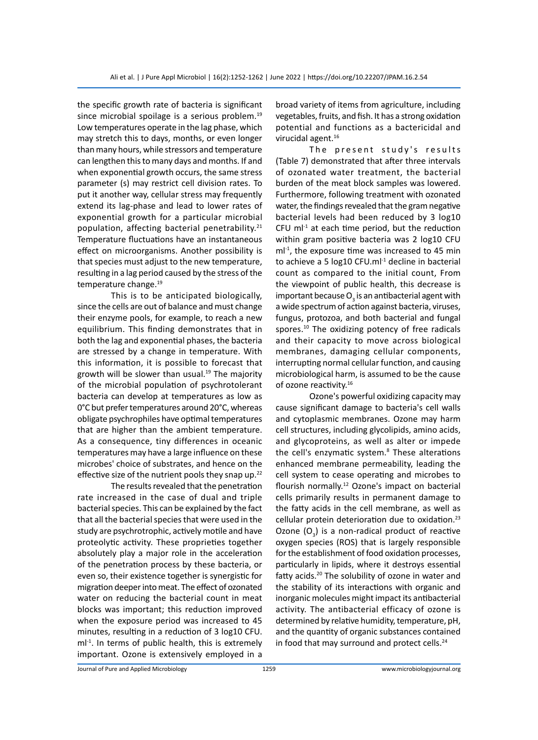the specific growth rate of bacteria is significant since microbial spoilage is a serious problem.[19] Low temperatures operate in the lag phase, which may stretch this to days, months, or even longer than many hours, while stressors and temperature can lengthen this to many days and months. If and when exponential growth occurs, the same stress parameter (s) may restrict cell division rates. To put it another way, cellular stress may frequently extend its lag-phase and lead to lower rates of exponential growth for a particular microbial population, affecting bacterial penetrability.[21] Temperature fluctuations have an instantaneous effect on microorganisms. Another possibility is that species must adjust to the new temperature, resulting in a lag period caused by the stress of the temperature change.[19]

This is to be anticipated biologically, since the cells are out of balance and must change their enzyme pools, for example, to reach a new equilibrium. This finding demonstrates that in both the lag and exponential phases, the bacteria are stressed by a change in temperature. With this information, it is possible to forecast that growth will be slower than usual.[19] The majority of the microbial population of psychrotolerant bacteria can develop at temperatures as low as 0°C but prefer temperatures around 20°C, whereas obligate psychrophiles have optimal temperatures that are higher than the ambient temperature. As a consequence, tiny differences in oceanic temperatures may have a large influence on these microbes' choice of substrates, and hence on the effective size of the nutrient pools they snap up.[22]

The results revealed that the penetration rate increased in the case of dual and triple bacterial species. This can be explained by the fact that all the bacterial species that were used in the study are psychrotrophic, actively motile and have proteolytic activity. These proprieties together absolutely play a major role in the acceleration of the penetration process by these bacteria, or even so, their existence together is synergistic for migration deeper into meat. The effect of ozonated water on reducing the bacterial count in meat blocks was important; this reduction improved when the exposure period was increased to 45 minutes, resulting in a reduction of 3 log10 CFU. $ml^{-1}$. In terms of public health, this is extremely important. Ozone is extensively employed in a broad variety of items from agriculture, including vegetables, fruits, and fish. It has a strong oxidation potential and functions as a bactericidal and virucidal agent.[16]

The present study's results (Table 7) demonstrated that after three intervals of ozonated water treatment, the bacterial burden of the meat block samples was lowered. Furthermore, following treatment with ozonated water, the findings revealed that the gram negative bacterial levels had been reduced by 3 log10 CFU $ml^{-1}$ at each time period, but the reduction within gram positive bacteria was 2 log10 CFU $ml^{-1}$, the exposure time was increased to 45 min to achieve a 5 log10 CFU.$ml^{-1}$ decline in bacterial count as compared to the initial count, From the viewpoint of public health, this decrease is important because $O_3$ is an antibacterial agent with a wide spectrum of action against bacteria, viruses, fungus, protozoa, and both bacterial and fungal spores.[10] The oxidizing potency of free radicals and their capacity to move across biological membranes, damaging cellular components, interrupting normal cellular function, and causing microbiological harm, is assumed to be the cause of ozone reactivity.[16]

Ozone's powerful oxidizing capacity may cause significant damage to bacteria's cell walls and cytoplasmic membranes. Ozone may harm cell structures, including glycolipids, amino acids, and glycoproteins, as well as alter or impede the cell's enzymatic system.[8] These alterations enhanced membrane permeability, leading the cell system to cease operating and microbes to flourish normally.[12] Ozone's impact on bacterial cells primarily results in permanent damage to the fatty acids in the cell membrane, as well as cellular protein deterioration due to oxidation.[23] Ozone ($O_3$) is a non-radical product of reactive oxygen species (ROS) that is largely responsible for the establishment of food oxidation processes, particularly in lipids, where it destroys essential fatty acids.[20] The solubility of ozone in water and the stability of its interactions with organic and inorganic molecules might impact its antibacterial activity. The antibacterial efficacy of ozone is determined by relative humidity, temperature, pH, and the quantity of organic substances contained in food that may surround and protect cells.[24]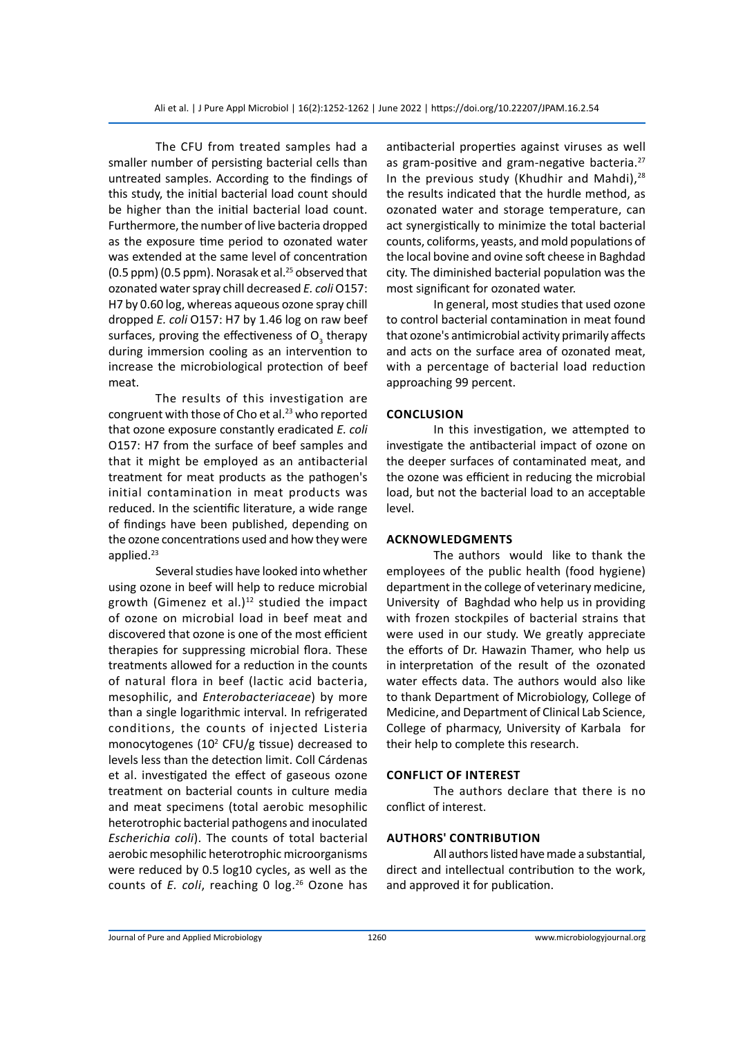The CFU from treated samples had a smaller number of persisting bacterial cells than untreated samples. According to the findings of this study, the initial bacterial load count should be higher than the initial bacterial load count. Furthermore, the number of live bacteria dropped as the exposure time period to ozonated water was extended at the same level of concentration (0.5 ppm) (0.5 ppm). Norasak et al.[25] observed that ozonated water spray chill decreased *E. coli* O157: H7 by 0.60 log, whereas aqueous ozone spray chill dropped *E. coli* O157: H7 by 1.46 log on raw beef surfaces, proving the effectiveness of $O_3$ therapy during immersion cooling as an intervention to increase the microbiological protection of beef meat.

The results of this investigation are congruent with those of Cho et al.[23] who reported that ozone exposure constantly eradicated *E. coli* O157: H7 from the surface of beef samples and that it might be employed as an antibacterial treatment for meat products as the pathogen's initial contamination in meat products was reduced. In the scientific literature, a wide range of findings have been published, depending on the ozone concentrations used and how they were applied.[23]

Several studies have looked into whether using ozone in beef will help to reduce microbial growth (Gimenez et al.)[12] studied the impact of ozone on microbial load in beef meat and discovered that ozone is one of the most efficient therapies for suppressing microbial flora. These treatments allowed for a reduction in the counts of natural flora in beef (lactic acid bacteria, mesophilic, and *Enterobacteriaceae*) by more than a single logarithmic interval. In refrigerated conditions, the counts of injected Listeria monocytogenes ($10^2$ CFU/g tissue) decreased to levels less than the detection limit. Coll Cárdenas et al. investigated the effect of gaseous ozone treatment on bacterial counts in culture media and meat specimens (total aerobic mesophilic heterotrophic bacterial pathogens and inoculated *Escherichia coli*). The counts of total bacterial aerobic mesophilic heterotrophic microorganisms were reduced by 0.5 log10 cycles, as well as the counts of *E. coli*, reaching 0 log.[26] Ozone has antibacterial properties against viruses as well as gram-positive and gram-negative bacteria.[27] In the previous study (Khudhir and Mahdi),[28] the results indicated that the hurdle method, as ozonated water and storage temperature, can act synergistically to minimize the total bacterial counts, coliforms, yeasts, and mold populations of the local bovine and ovine soft cheese in Baghdad city. The diminished bacterial population was the most significant for ozonated water.

In general, most studies that used ozone to control bacterial contamination in meat found that ozone's antimicrobial activity primarily affects and acts on the surface area of ozonated meat, with a percentage of bacterial load reduction approaching 99 percent.

## CONCLUSION

In this investigation, we attempted to investigate the antibacterial impact of ozone on the deeper surfaces of contaminated meat, and the ozone was efficient in reducing the microbial load, but not the bacterial load to an acceptable level.

## ACKNOWLEDGMENTS

The authors would like to thank the employees of the public health (food hygiene) department in the college of veterinary medicine, University of Baghdad who help us in providing with frozen stockpiles of bacterial strains that were used in our study. We greatly appreciate the efforts of Dr. Hawazin Thamer, who help us in interpretation of the result of the ozonated water effects data. The authors would also like to thank Department of Microbiology, College of Medicine, and Department of Clinical Lab Science, College of pharmacy, University of Karbala for their help to complete this research.

## CONFLICT OF INTEREST

The authors declare that there is no conflict of interest.

## AUTHORS' CONTRIBUTION

All authors listed have made a substantial, direct and intellectual contribution to the work, and approved it for publication.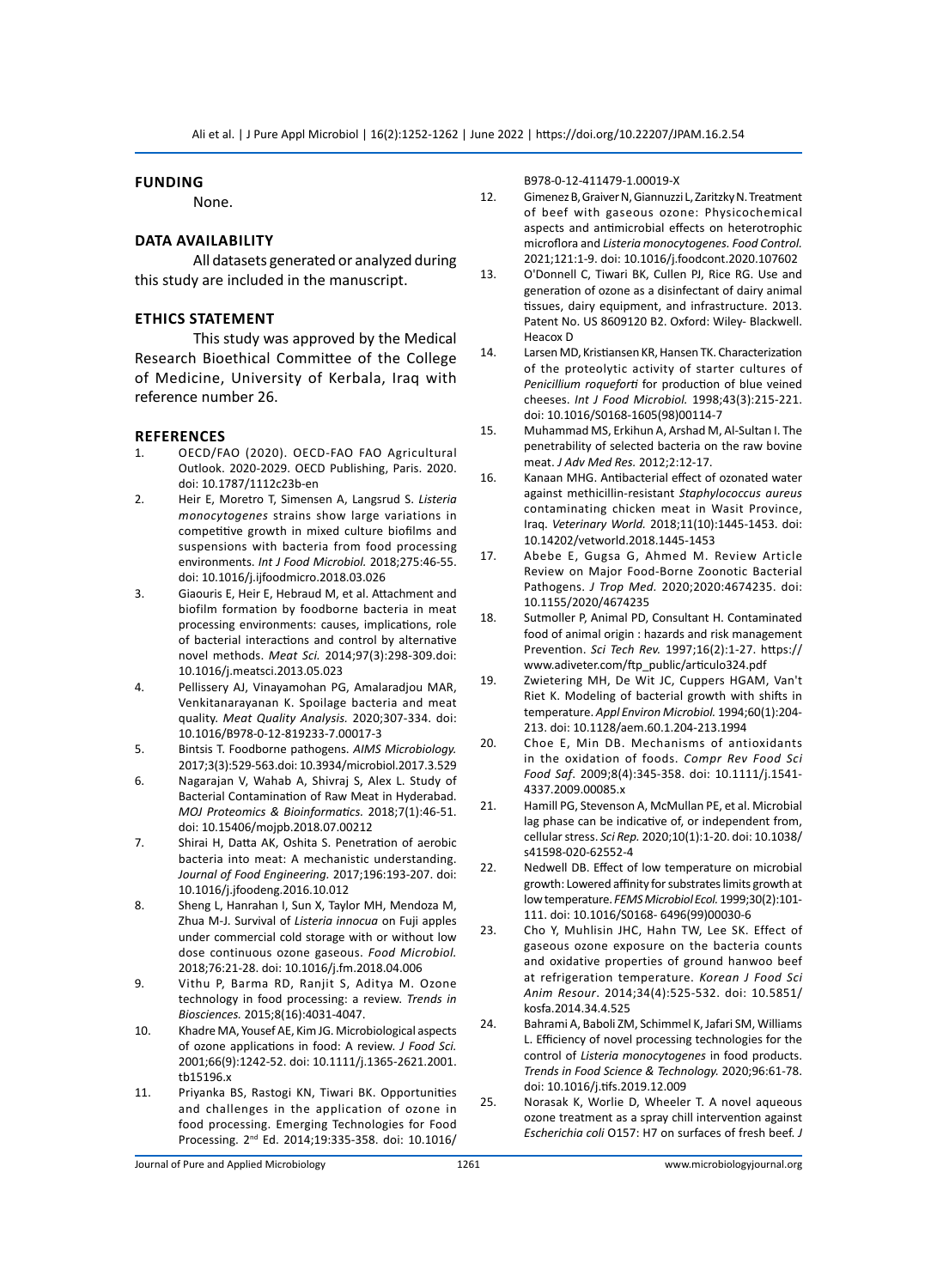## FUNDING

None.

## DATA AVAILABILITY

All datasets generated or analyzed during this study are included in the manuscript.

## ETHICS STATEMENT

This study was approved by the Medical Research Bioethical Committee of the College of Medicine, University of Kerbala, Iraq with reference number 26.

## REFERENCES

1. OECD/FAO (2020). OECD-FAO FAO Agricultural Outlook. 2020-2029. OECD Publishing, Paris. 2020. doi: 10.1787/1112c23b-en
2. Heir E, Moretro T, Simensen A, Langsrud S. *Listeria monocytogenes* strains show large variations in competitive growth in mixed culture biofilms and suspensions with bacteria from food processing environments. *Int J Food Microbiol.* 2018;275:46-55. doi: 10.1016/j.ijfoodmicro.2018.03.026
3. Giaouris E, Heir E, Hebraud M, et al. Attachment and biofilm formation by foodborne bacteria in meat processing environments: causes, implications, role of bacterial interactions and control by alternative novel methods. *Meat Sci.* 2014;97(3):298-309.doi: 10.1016/j.meatsci.2013.05.023
4. Pellissery AJ, Vinayamohan PG, Amalaradjou MAR, Venkitanarayanan K. Spoilage bacteria and meat quality. *Meat Quality Analysis.* 2020;307-334. doi: 10.1016/B978-0-12-819233-7.00017-3
5. Bintsis T. Foodborne pathogens. *AIMS Microbiology.* 2017;3(3):529-563.doi: 10.3934/microbiol.2017.3.529
6. Nagarajan V, Wahab A, Shivraj S, Alex L. Study of Bacterial Contamination of Raw Meat in Hyderabad. *MOJ Proteomics & Bioinformatics.* 2018;7(1):46-51. doi: 10.15406/mojpb.2018.07.00212
7. Shirai H, Datta AK, Oshita S. Penetration of aerobic bacteria into meat: A mechanistic understanding. *Journal of Food Engineering.* 2017;196:193-207. doi: 10.1016/j.jfoodeng.2016.10.012
8. Sheng L, Hanrahan I, Sun X, Taylor MH, Mendoza M, Zhua M-J. Survival of *Listeria innocua* on Fuji apples under commercial cold storage with or without low dose continuous ozone gaseous. *Food Microbiol.* 2018;76:21-28. doi: 10.1016/j.fm.2018.04.006
9. Vithu P, Barma RD, Ranjit S, Aditya M. Ozone technology in food processing: a review. *Trends in Biosciences.* 2015;8(16):4031-4047.
10. Khadre MA, Yousef AE, Kim JG. Microbiological aspects of ozone applications in food: A review. *J Food Sci.* 2001;66(9):1242-52. doi: 10.1111/j.1365-2621.2001.tb15196.x
11. Priyanka BS, Rastogi KN, Tiwari BK. Opportunities and challenges in the application of ozone in food processing. Emerging Technologies for Food Processing. 2nd Ed. 2014;19:335-358. doi: 10.1016/B978-0-12-411479-1.00019-X
12. Gimenez B, Graiver N, Giannuzzi L, Zaritzky N. Treatment of beef with gaseous ozone: Physicochemical aspects and antimicrobial effects on heterotrophic microflora and *Listeria monocytogenes. Food Control.* 2021;121:1-9. doi: 10.1016/j.foodcont.2020.107602
13. O'Donnell C, Tiwari BK, Cullen PJ, Rice RG. Use and generation of ozone as a disinfectant of dairy animal tissues, dairy equipment, and infrastructure. 2013. Patent No. US 8609120 B2. Oxford: Wiley- Blackwell. Heacox D
14. Larsen MD, Kristiansen KR, Hansen TK. Characterization of the proteolytic activity of starter cultures of *Penicillium roqueforti* for production of blue veined cheeses. *Int J Food Microbiol.* 1998;43(3):215-221. doi: 10.1016/S0168-1605(98)00114-7
15. Muhammad MS, Erkihun A, Arshad M, Al-Sultan I. The penetrability of selected bacteria on the raw bovine meat. *J Adv Med Res.* 2012;2:12-17.
16. Kanaan MHG. Antibacterial effect of ozonated water against methicillin-resistant *Staphylococcus aureus* contaminating chicken meat in Wasit Province, Iraq. *Veterinary World.* 2018;11(10):1445-1453. doi: 10.14202/vetworld.2018.1445-1453
17. Abebe E, Gugsa G, Ahmed M. Review Article Review on Major Food-Borne Zoonotic Bacterial Pathogens. *J Trop Med.* 2020;2020:4674235. doi: 10.1155/2020/4674235
18. Sutmoller P, Animal PD, Consultant H. Contaminated food of animal origin : hazards and risk management Prevention. *Sci Tech Rev.* 1997;16(2):1-27. https://www.adiveter.com/ftp_public/articulo324.pdf
19. Zwietering MH, De Wit JC, Cuppers HGAM, Van't Riet K. Modeling of bacterial growth with shifts in temperature. *Appl Environ Microbiol.* 1994;60(1):204-213. doi: 10.1128/aem.60.1.204-213.1994
20. Choe E, Min DB. Mechanisms of antioxidants in the oxidation of foods. *Compr Rev Food Sci Food Saf*. 2009;8(4):345-358. doi: 10.1111/j.1541-4337.2009.00085.x
21. Hamill PG, Stevenson A, McMullan PE, et al. Microbial lag phase can be indicative of, or independent from, cellular stress. *Sci Rep.* 2020;10(1):1-20. doi: 10.1038/s41598-020-62552-4
22. Nedwell DB. Effect of low temperature on microbial growth: Lowered affinity for substrates limits growth at low temperature. *FEMS Microbiol Ecol.* 1999;30(2):101-111. doi: 10.1016/S0168- 6496(99)00030-6
23. Cho Y, Muhlisin JHC, Hahn TW, Lee SK. Effect of gaseous ozone exposure on the bacteria counts and oxidative properties of ground hanwoo beef at refrigeration temperature. *Korean J Food Sci Anim Resour*. 2014;34(4):525-532. doi: 10.5851/kosfa.2014.34.4.525
24. Bahrami A, Baboli ZM, Schimmel K, Jafari SM, Williams L. Efficiency of novel processing technologies for the control of *Listeria monocytogenes* in food products. *Trends in Food Science & Technology.* 2020;96:61-78. doi: 10.1016/j.tifs.2019.12.009
25. Norasak K, Worlie D, Wheeler T. A novel aqueous ozone treatment as a spray chill intervention against *Escherichia coli* O157: H7 on surfaces of fresh beef. *J*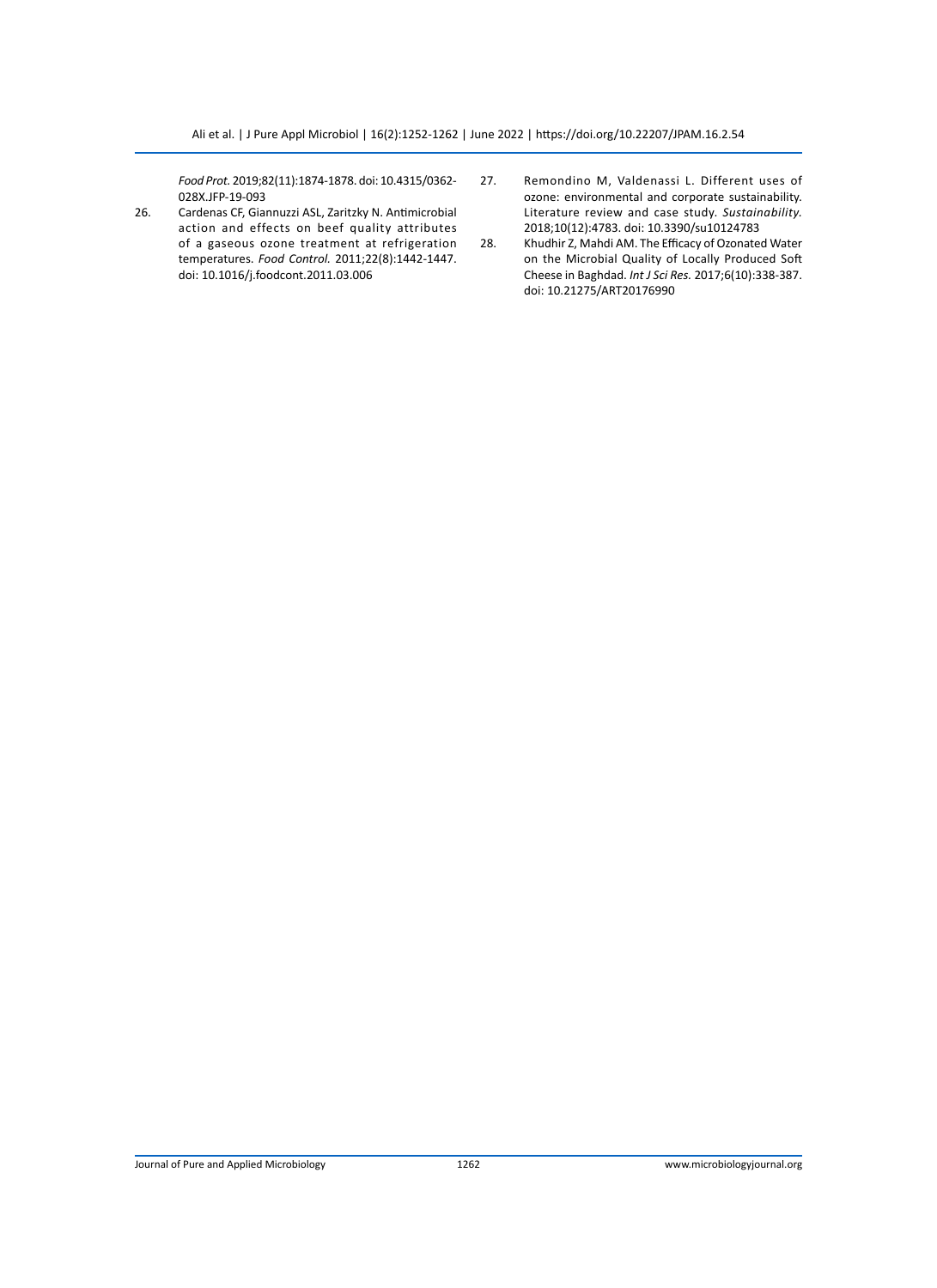*Food Prot.* 2019;82(11):1874-1878. doi: 10.4315/0362-028X.JFP-19-093

26. Cardenas CF, Giannuzzi ASL, Zaritzky N. Antimicrobial action and effects on beef quality attributes of a gaseous ozone treatment at refrigeration temperatures. *Food Control.* 2011;22(8):1442-1447. doi: 10.1016/j.foodcont.2011.03.006
27. Remondino M, Valdenassi L. Different uses of ozone: environmental and corporate sustainability. Literature review and case study. *Sustainability.* 2018;10(12):4783. doi: 10.3390/su10124783
28. Khudhir Z, Mahdi AM. The Efficacy of Ozonated Water on the Microbial Quality of Locally Produced Soft Cheese in Baghdad. *Int J Sci Res.* 2017;6(10):338-387. doi: 10.21275/ART20176990